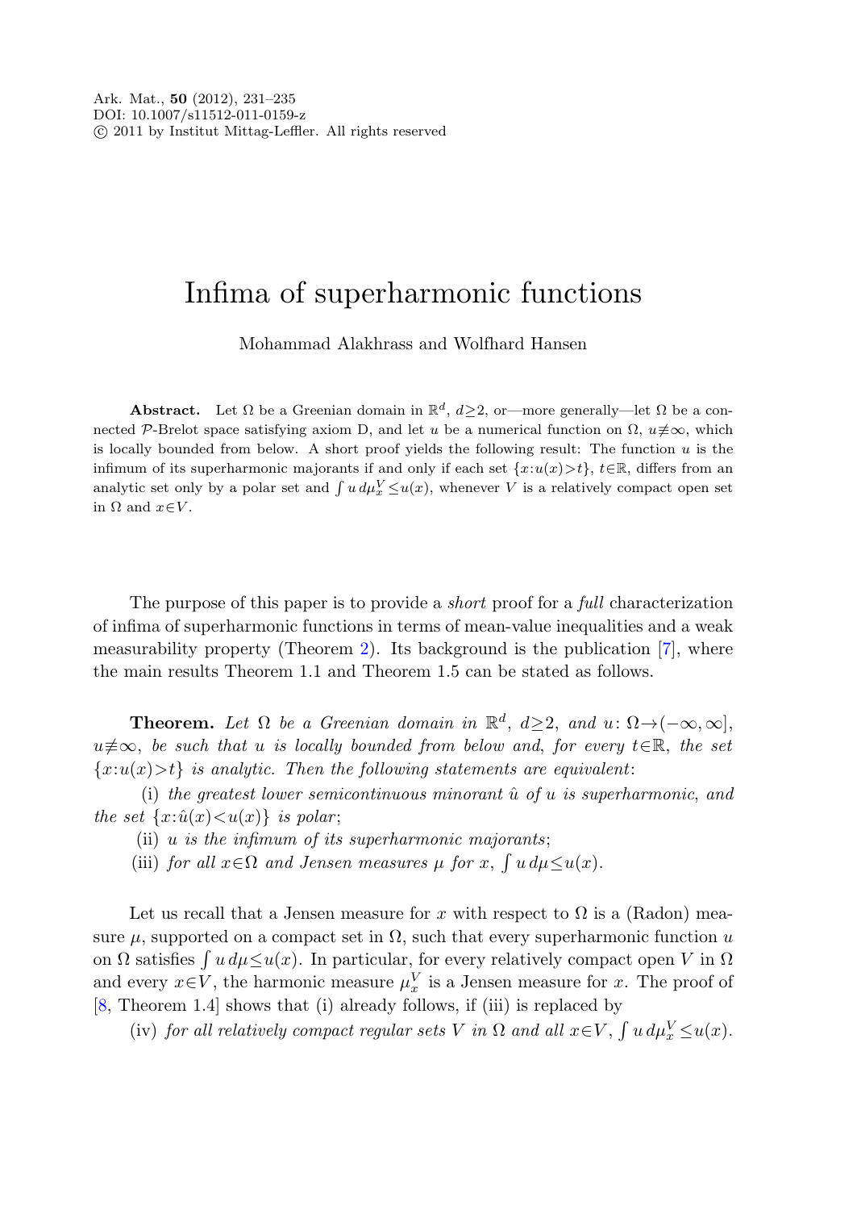# Infima of superharmonic functions

Mohammad Alakhrass and Wolfhard Hansen

**Abstract.** Let $\Omega$ be a Greenian domain in $\mathbb{R}^d$, $d\geq 2$, or—more generally—let $\Omega$ be a connected $\mathcal{P}$-Brelot space satisfying axiom D, and let $u$ be a numerical function on $\Omega$, $u\not\equiv\infty$, which is locally bounded from below. A short proof yields the following result: The function $u$ is the infimum of its superharmonic majorants if and only if each set $\{x:u(x)>t\}$, $t\in\mathbb{R}$, differs from an analytic set only by a polar set and $\int u\,d\mu_x^V\leq u(x)$, whenever $V$ is a relatively compact open set in $\Omega$ and $x\in V$.

The purpose of this paper is to provide a *short* proof for a *full* characterization of infima of superharmonic functions in terms of mean-value inequalities and a weak measurability property (Theorem 2). Its background is the publication [7], where the main results Theorem 1.1 and Theorem 1.5 can be stated as follows.

**Theorem.** *Let $\Omega$ be a Greenian domain in $\mathbb{R}^d$, $d\geq 2$, and $u\colon\Omega\to(-\infty,\infty]$, $u\not\equiv\infty$, be such that $u$ is locally bounded from below and, for every $t\in\mathbb{R}$, the set $\{x:u(x)>t\}$ is analytic. Then the following statements are equivalent*:

(i) *the greatest lower semicontinuous minorant $\hat{u}$ of $u$ is superharmonic, and the set $\{x:\hat{u}(x)<u(x)\}$ is polar*;

(ii) *$u$ is the infimum of its superharmonic majorants*;

(iii) *for all $x\in\Omega$ and Jensen measures $\mu$ for $x$, $\int u\,d\mu\leq u(x)$.*

Let us recall that a Jensen measure for $x$ with respect to $\Omega$ is a (Radon) measure $\mu$, supported on a compact set in $\Omega$, such that every superharmonic function $u$ on $\Omega$ satisfies $\int u\,d\mu\leq u(x)$. In particular, for every relatively compact open $V$ in $\Omega$ and every $x\in V$, the harmonic measure $\mu_x^V$ is a Jensen measure for $x$. The proof of [8, Theorem 1.4] shows that (i) already follows, if (iii) is replaced by

(iv) *for all relatively compact regular sets $V$ in $\Omega$ and all $x\in V$, $\int u\,d\mu_x^V\leq u(x)$.*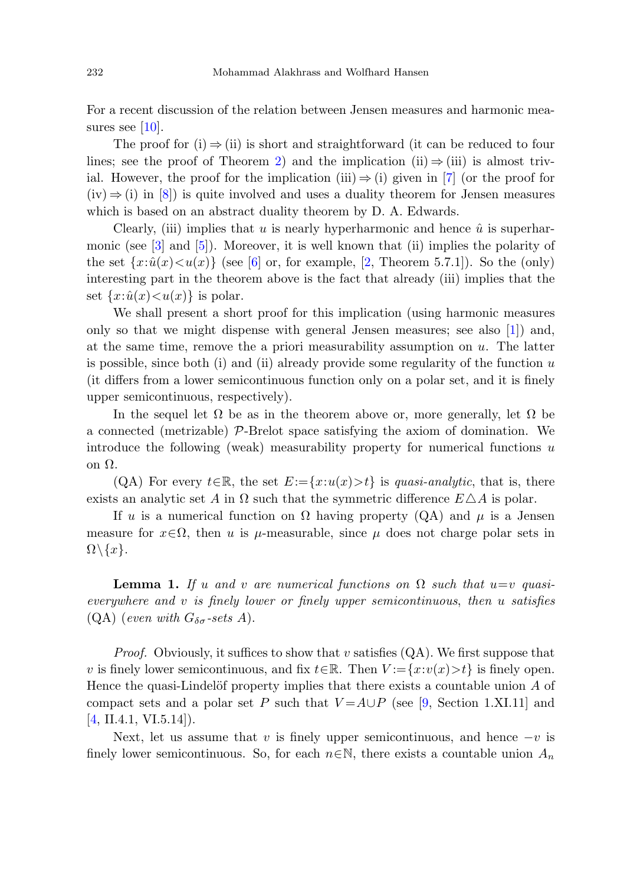For a recent discussion of the relation between Jensen measures and harmonic measures see [10].

The proof for (i) ⇒ (ii) is short and straightforward (it can be reduced to four lines; see the proof of Theorem 2) and the implication (ii) ⇒ (iii) is almost trivial. However, the proof for the implication (iii) ⇒ (i) given in [7] (or the proof for (iv) ⇒ (i) in [8]) is quite involved and uses a duality theorem for Jensen measures which is based on an abstract duality theorem by D. A. Edwards.

Clearly, (iii) implies that $u$ is nearly hyperharmonic and hence $\hat{u}$ is superharmonic (see [3] and [5]). Moreover, it is well known that (ii) implies the polarity of the set $\{x:\hat{u}(x)<u(x)\}$ (see [6] or, for example, [2, Theorem 5.7.1]). So the (only) interesting part in the theorem above is the fact that already (iii) implies that the set $\{x:\hat{u}(x)<u(x)\}$ is polar.

We shall present a short proof for this implication (using harmonic measures only so that we might dispense with general Jensen measures; see also [1]) and, at the same time, remove the a priori measurability assumption on $u$. The latter is possible, since both (i) and (ii) already provide some regularity of the function $u$ (it differs from a lower semicontinuous function only on a polar set, and it is finely upper semicontinuous, respectively).

In the sequel let $\Omega$ be as in the theorem above or, more generally, let $\Omega$ be a connected (metrizable) $\mathcal{P}$-Brelot space satisfying the axiom of domination. We introduce the following (weak) measurability property for numerical functions $u$ on $\Omega$.

(QA) For every $t\in\mathbb{R}$, the set $E:=\{x:u(x)>t\}$ is *quasi-analytic*, that is, there exists an analytic set $A$ in $\Omega$ such that the symmetric difference $E\triangle A$ is polar.

If $u$ is a numerical function on $\Omega$ having property (QA) and $\mu$ is a Jensen measure for $x\in\Omega$, then $u$ is $\mu$-measurable, since $\mu$ does not charge polar sets in $\Omega\setminus\{x\}$.

**Lemma 1.** *If $u$ and $v$ are numerical functions on $\Omega$ such that $u=v$ quasi-everywhere and $v$ is finely lower or finely upper semicontinuous, then $u$ satisfies* (QA) *(even with $G_{\delta\sigma}$-sets $A$).*

*Proof.* Obviously, it suffices to show that $v$ satisfies (QA). We first suppose that $v$ is finely lower semicontinuous, and fix $t\in\mathbb{R}$. Then $V:=\{x:v(x)>t\}$ is finely open. Hence the quasi-Lindelöf property implies that there exists a countable union $A$ of compact sets and a polar set $P$ such that $V=A\cup P$ (see [9, Section 1.XI.11] and [4, II.4.1, VI.5.14]).

Next, let us assume that $v$ is finely upper semicontinuous, and hence $-v$ is finely lower semicontinuous. So, for each $n\in\mathbb{N}$, there exists a countable union $A_n$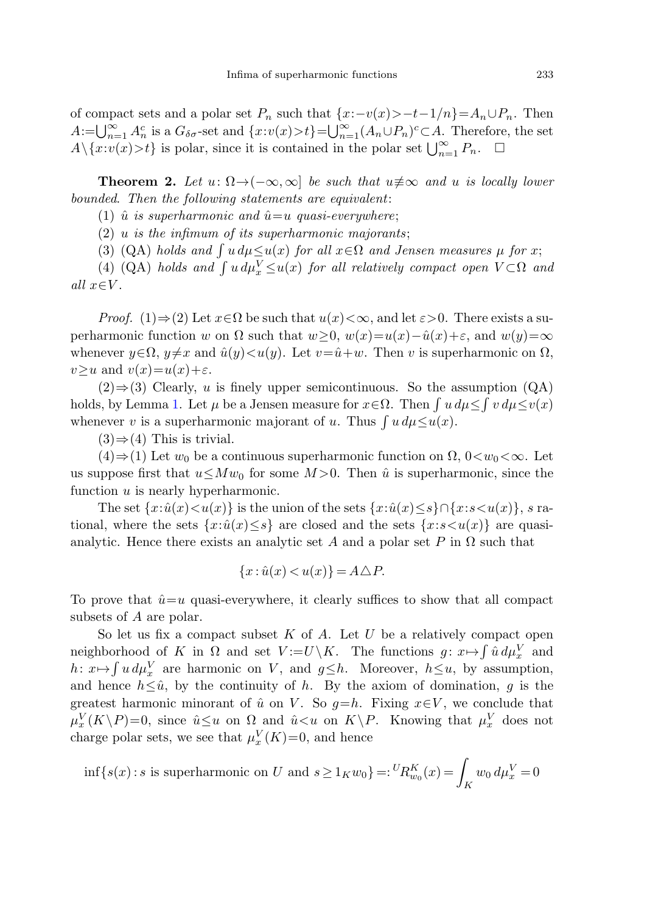of compact sets and a polar set $P_n$ such that $\{x:-v(x)>-t-1/n\}=A_n\cup P_n$. Then $A:=\bigcup_{n=1}^\infty A_n^c$ is a $G_{\delta\sigma}$-set and $\{x:v(x)>t\}=\bigcup_{n=1}^\infty (A_n\cup P_n)^c\subset A$. Therefore, the set $A\setminus\{x:v(x)>t\}$ is polar, since it is contained in the polar set $\bigcup_{n=1}^\infty P_n$. $\square$

**Theorem 2.** *Let $u\colon \Omega\to(-\infty,\infty]$ be such that $u\not\equiv\infty$ and $u$ is locally lower bounded. Then the following statements are equivalent*:

(1) *$\hat{u}$ is superharmonic and $\hat{u}=u$ quasi-everywhere*;

(2) *$u$ is the infimum of its superharmonic majorants*;

(3) (QA) *holds and $\int u\,d\mu\le u(x)$ for all $x\in\Omega$ and Jensen measures $\mu$ for $x$*;

(4) (QA) *holds and $\int u\,d\mu_x^V\le u(x)$ for all relatively compact open $V\subset\Omega$ and all $x\in V$.*

*Proof.* (1)$\Rightarrow$(2) Let $x\in\Omega$ be such that $u(x)<\infty$, and let $\varepsilon>0$. There exists a superharmonic function $w$ on $\Omega$ such that $w\ge 0$, $w(x)=u(x)-\hat{u}(x)+\varepsilon$, and $w(y)=\infty$ whenever $y\in\Omega$, $y\ne x$ and $\hat{u}(y)<u(y)$. Let $v=\hat{u}+w$. Then $v$ is superharmonic on $\Omega$, $v\ge u$ and $v(x)=u(x)+\varepsilon$.

(2)$\Rightarrow$(3) Clearly, $u$ is finely upper semicontinuous. So the assumption (QA) holds, by Lemma 1. Let $\mu$ be a Jensen measure for $x\in\Omega$. Then $\int u\,d\mu\le\int v\,d\mu\le v(x)$ whenever $v$ is a superharmonic majorant of $u$. Thus $\int u\,d\mu\le u(x)$.

(3)$\Rightarrow$(4) This is trivial.

(4)$\Rightarrow$(1) Let $w_0$ be a continuous superharmonic function on $\Omega$, $0<w_0<\infty$. Let us suppose first that $u\le Mw_0$ for some $M>0$. Then $\hat{u}$ is superharmonic, since the function $u$ is nearly hyperharmonic.

The set $\{x:\hat{u}(x)<u(x)\}$ is the union of the sets $\{x:\hat{u}(x)\le s\}\cap\{x:s<u(x)\}$, $s$ rational, where the sets $\{x:\hat{u}(x)\le s\}$ are closed and the sets $\{x:s<u(x)\}$ are quasi-analytic. Hence there exists an analytic set $A$ and a polar set $P$ in $\Omega$ such that

$$\{x:\hat{u}(x)<u(x)\}=A\triangle P.$$

To prove that $\hat{u}=u$ quasi-everywhere, it clearly suffices to show that all compact subsets of $A$ are polar.

So let us fix a compact subset $K$ of $A$. Let $U$ be a relatively compact open neighborhood of $K$ in $\Omega$ and set $V:=U\setminus K$. The functions $g\colon x\mapsto\int\hat{u}\,d\mu_x^V$ and $h\colon x\mapsto\int u\,d\mu_x^V$ are harmonic on $V$, and $g\le h$. Moreover, $h\le u$, by assumption, and hence $h\le\hat{u}$, by the continuity of $h$. By the axiom of domination, $g$ is the greatest harmonic minorant of $\hat{u}$ on $V$. So $g=h$. Fixing $x\in V$, we conclude that $\mu_x^V(K\setminus P)=0$, since $\hat{u}\le u$ on $\Omega$ and $\hat{u}<u$ on $K\setminus P$. Knowing that $\mu_x^V$ does not charge polar sets, we see that $\mu_x^V(K)=0$, and hence

$$\inf\{s(x):s\text{ is superharmonic on }U\text{ and }s\ge 1_K w_0\}=:{}^U\!R_{w_0}^K(x)=\int_K w_0\,d\mu_x^V=0$$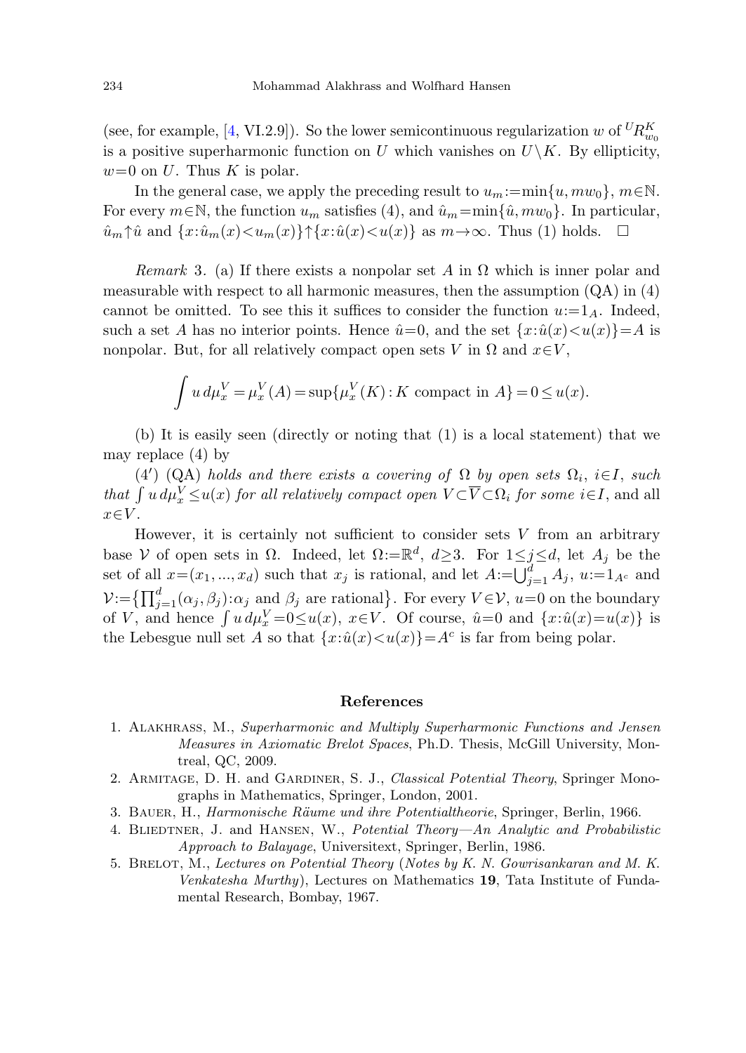(see, for example, [4, VI.2.9]). So the lower semicontinuous regularization $w$ of ${}^U R_{w_0}^K$ is a positive superharmonic function on $U$ which vanishes on $U \setminus K$. By ellipticity, $w=0$ on $U$. Thus $K$ is polar.

In the general case, we apply the preceding result to $u_m := \min\{u, mw_0\}$, $m \in \mathbb{N}$. For every $m \in \mathbb{N}$, the function $u_m$ satisfies (4), and $\hat{u}_m = \min\{\hat{u}, mw_0\}$. In particular, $\hat{u}_m \uparrow \hat{u}$ and $\{x : \hat{u}_m(x) < u_m(x)\} \uparrow \{x : \hat{u}(x) < u(x)\}$ as $m \to \infty$. Thus (1) holds. $\square$

*Remark* 3. (a) If there exists a nonpolar set $A$ in $\Omega$ which is inner polar and measurable with respect to all harmonic measures, then the assumption (QA) in (4) cannot be omitted. To see this it suffices to consider the function $u := 1_A$. Indeed, such a set $A$ has no interior points. Hence $\hat{u} = 0$, and the set $\{x : \hat{u}(x) < u(x)\} = A$ is nonpolar. But, for all relatively compact open sets $V$ in $\Omega$ and $x \in V$,

$$\int u \, d\mu_x^V = \mu_x^V(A) = \sup\{\mu_x^V(K) : K \text{ compact in } A\} = 0 \leq u(x).$$

(b) It is easily seen (directly or noting that (1) is a local statement) that we may replace (4) by

(4′) (QA) *holds and there exists a covering of* $\Omega$ *by open sets* $\Omega_i$, $i \in I$, *such that* $\int u \, d\mu_x^V \leq u(x)$ *for all relatively compact open* $V \subset \overline{V} \subset \Omega_i$ *for some* $i \in I$, and all $x \in V$.

However, it is certainly not sufficient to consider sets $V$ from an arbitrary base $\mathcal{V}$ of open sets in $\Omega$. Indeed, let $\Omega := \mathbb{R}^d$, $d \geq 3$. For $1 \leq j \leq d$, let $A_j$ be the set of all $x = (x_1, ..., x_d)$ such that $x_j$ is rational, and let $A := \bigcup_{j=1}^d A_j$, $u := 1_{A^c}$ and $\mathcal{V} := \{\prod_{j=1}^d (\alpha_j, \beta_j) : \alpha_j \text{ and } \beta_j \text{ are rational}\}$. For every $V \in \mathcal{V}$, $u=0$ on the boundary of $V$, and hence $\int u \, d\mu_x^V = 0 \leq u(x)$, $x \in V$. Of course, $\hat{u} = 0$ and $\{x : \hat{u}(x) = u(x)\}$ is the Lebesgue null set $A$ so that $\{x : \hat{u}(x) < u(x)\} = A^c$ is far from being polar.

## References

1. Alakhrass, M., *Superharmonic and Multiply Superharmonic Functions and Jensen Measures in Axiomatic Brelot Spaces*, Ph.D. Thesis, McGill University, Montreal, QC, 2009.
2. Armitage, D. H. and Gardiner, S. J., *Classical Potential Theory*, Springer Monographs in Mathematics, Springer, London, 2001.
3. Bauer, H., *Harmonische Räume und ihre Potentialtheorie*, Springer, Berlin, 1966.
4. Bliedtner, J. and Hansen, W., *Potential Theory—An Analytic and Probabilistic Approach to Balayage*, Universitext, Springer, Berlin, 1986.
5. Brelot, M., *Lectures on Potential Theory* (*Notes by K. N. Gowrisankaran and M. K. Venkatesha Murthy*), Lectures on Mathematics **19**, Tata Institute of Fundamental Research, Bombay, 1967.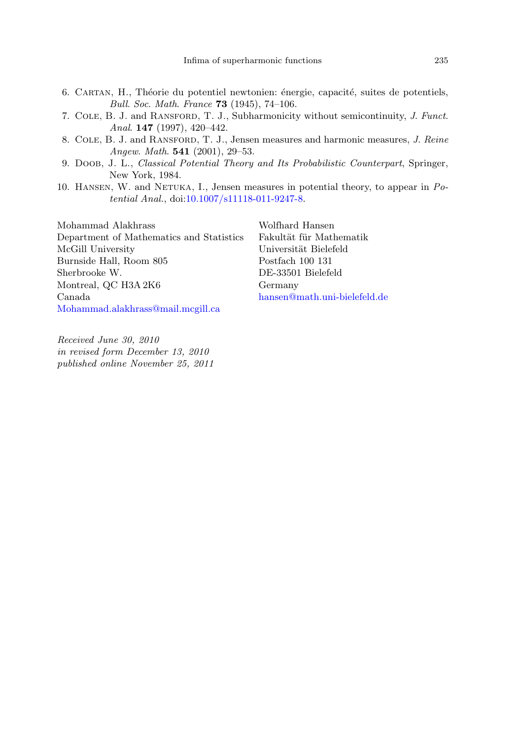6. Cartan, H., Théorie du potentiel newtonien: énergie, capacité, suites de potentiels, *Bull. Soc. Math. France* **73** (1945), 74–106.
7. Cole, B. J. and Ransford, T. J., Subharmonicity without semicontinuity, *J. Funct. Anal.* **147** (1997), 420–442.
8. Cole, B. J. and Ransford, T. J., Jensen measures and harmonic measures, *J. Reine Angew. Math.* **541** (2001), 29–53.
9. Doob, J. L., *Classical Potential Theory and Its Probabilistic Counterpart*, Springer, New York, 1984.
10. Hansen, W. and Netuka, I., Jensen measures in potential theory, to appear in *Potential Anal.*, doi:10.1007/s11118-011-9247-8.

Mohammad Alakhrass
Department of Mathematics and Statistics
McGill University
Burnside Hall, Room 805
Sherbrooke W.
Montreal, QC H3A 2K6
Canada
Mohammad.alakhrass@mail.mcgill.ca

Wolfhard Hansen
Fakultät für Mathematik
Universität Bielefeld
Postfach 100 131
DE-33501 Bielefeld
Germany
hansen@math.uni-bielefeld.de

*Received June 30, 2010*
*in revised form December 13, 2010*
*published online November 25, 2011*